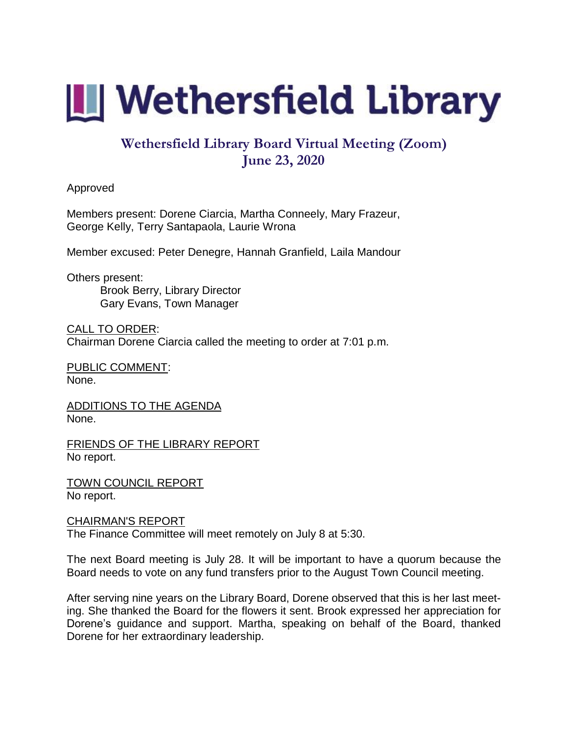# Wethersfield Library

## Wethersfield Library Board Virtual Meeting (Zoom)
## June 23, 2020

Approved

Members present: Dorene Ciarcia, Martha Conneely, Mary Frazeur, George Kelly, Terry Santapaola, Laurie Wrona

Member excused: Peter Denegre, Hannah Granfield, Laila Mandour

Others present:
- Brook Berry, Library Director
- Gary Evans, Town Manager

CALL TO ORDER:
Chairman Dorene Ciarcia called the meeting to order at 7:01 p.m.

PUBLIC COMMENT:
None.

ADDITIONS TO THE AGENDA
None.

FRIENDS OF THE LIBRARY REPORT
No report.

TOWN COUNCIL REPORT
No report.

CHAIRMAN'S REPORT
The Finance Committee will meet remotely on July 8 at 5:30.

The next Board meeting is July 28. It will be important to have a quorum because the Board needs to vote on any fund transfers prior to the August Town Council meeting.

After serving nine years on the Library Board, Dorene observed that this is her last meeting. She thanked the Board for the flowers it sent. Brook expressed her appreciation for Dorene's guidance and support. Martha, speaking on behalf of the Board, thanked Dorene for her extraordinary leadership.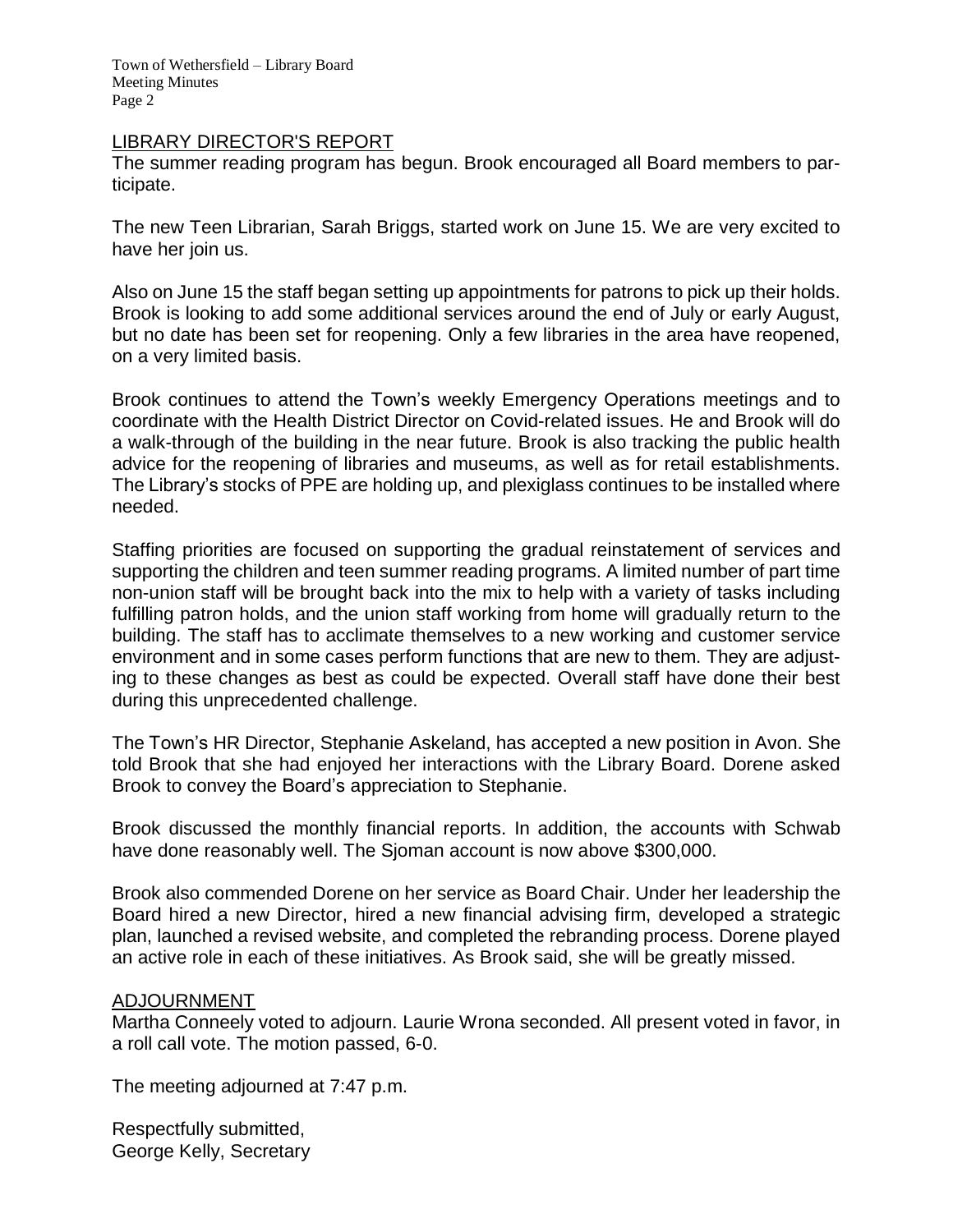## LIBRARY DIRECTOR'S REPORT

The summer reading program has begun. Brook encouraged all Board members to participate.

The new Teen Librarian, Sarah Briggs, started work on June 15. We are very excited to have her join us.

Also on June 15 the staff began setting up appointments for patrons to pick up their holds. Brook is looking to add some additional services around the end of July or early August, but no date has been set for reopening. Only a few libraries in the area have reopened, on a very limited basis.

Brook continues to attend the Town's weekly Emergency Operations meetings and to coordinate with the Health District Director on Covid-related issues. He and Brook will do a walk-through of the building in the near future. Brook is also tracking the public health advice for the reopening of libraries and museums, as well as for retail establishments. The Library's stocks of PPE are holding up, and plexiglass continues to be installed where needed.

Staffing priorities are focused on supporting the gradual reinstatement of services and supporting the children and teen summer reading programs. A limited number of part time non-union staff will be brought back into the mix to help with a variety of tasks including fulfilling patron holds, and the union staff working from home will gradually return to the building. The staff has to acclimate themselves to a new working and customer service environment and in some cases perform functions that are new to them. They are adjusting to these changes as best as could be expected. Overall staff have done their best during this unprecedented challenge.

The Town's HR Director, Stephanie Askeland, has accepted a new position in Avon. She told Brook that she had enjoyed her interactions with the Library Board. Dorene asked Brook to convey the Board's appreciation to Stephanie.

Brook discussed the monthly financial reports. In addition, the accounts with Schwab have done reasonably well. The Sjoman account is now above $300,000.

Brook also commended Dorene on her service as Board Chair. Under her leadership the Board hired a new Director, hired a new financial advising firm, developed a strategic plan, launched a revised website, and completed the rebranding process. Dorene played an active role in each of these initiatives. As Brook said, she will be greatly missed.

## ADJOURNMENT

Martha Conneely voted to adjourn. Laurie Wrona seconded. All present voted in favor, in a roll call vote. The motion passed, 6-0.

The meeting adjourned at 7:47 p.m.

Respectfully submitted,
George Kelly, Secretary